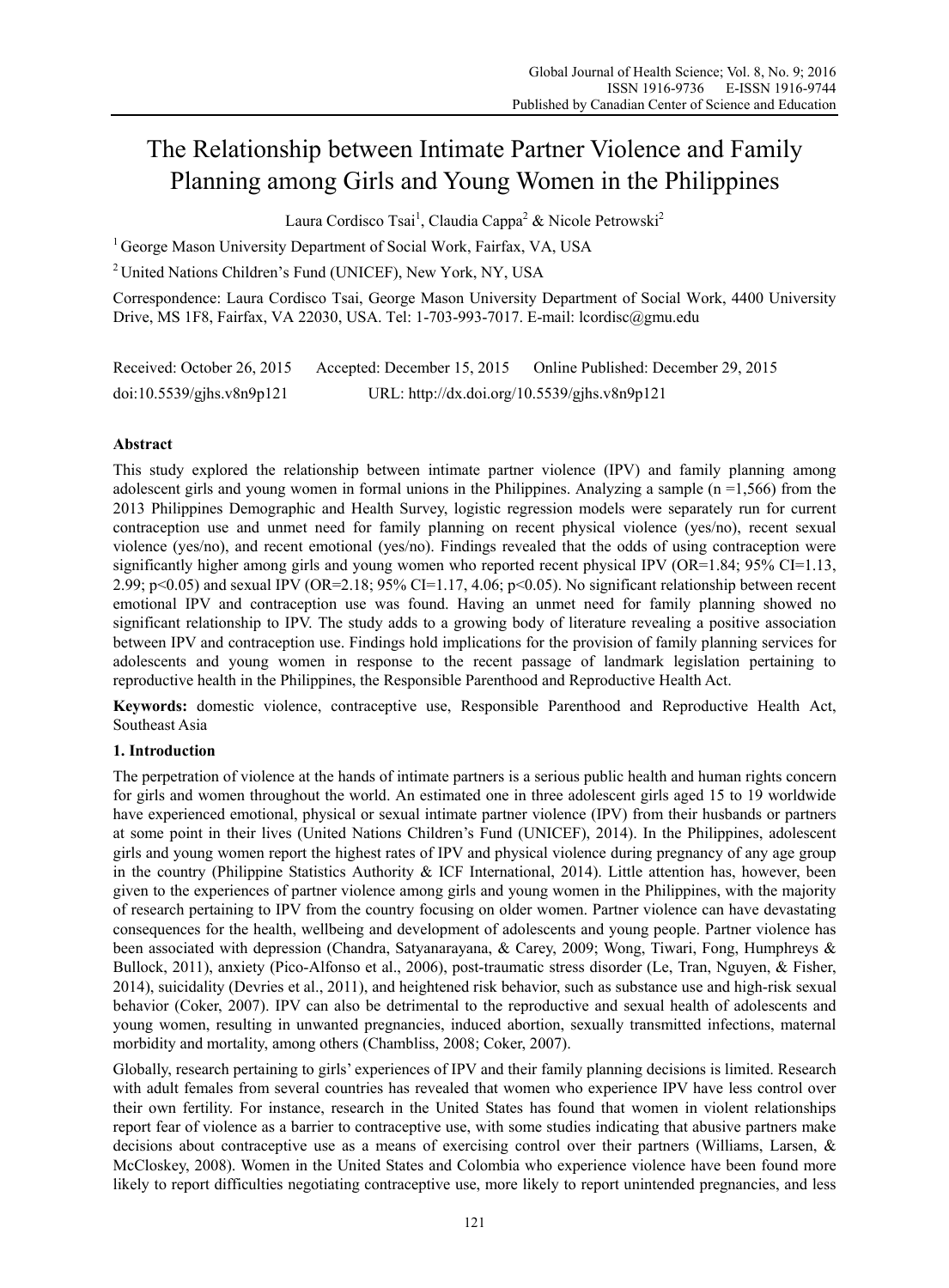# The Relationship between Intimate Partner Violence and Family Planning among Girls and Young Women in the Philippines

Laura Cordisco Tsai[1], Claudia Cappa[2] & Nicole Petrowski[2]

[1] George Mason University Department of Social Work, Fairfax, VA, USA

[2] United Nations Children's Fund (UNICEF), New York, NY, USA

Correspondence: Laura Cordisco Tsai, George Mason University Department of Social Work, 4400 University Drive, MS 1F8, Fairfax, VA 22030, USA. Tel: 1-703-993-7017. E-mail: lcordisc@gmu.edu

Received: October 26, 2015  Accepted: December 15, 2015  Online Published: December 29, 2015

doi:10.5539/gjhs.v8n9p121  URL: http://dx.doi.org/10.5539/gjhs.v8n9p121

## Abstract

This study explored the relationship between intimate partner violence (IPV) and family planning among adolescent girls and young women in formal unions in the Philippines. Analyzing a sample (n =1,566) from the 2013 Philippines Demographic and Health Survey, logistic regression models were separately run for current contraception use and unmet need for family planning on recent physical violence (yes/no), recent sexual violence (yes/no), and recent emotional (yes/no). Findings revealed that the odds of using contraception were significantly higher among girls and young women who reported recent physical IPV (OR=1.84; 95% CI=1.13, 2.99; $p<0.05$) and sexual IPV (OR=2.18; 95% CI=1.17, 4.06; $p<0.05$). No significant relationship between recent emotional IPV and contraception use was found. Having an unmet need for family planning showed no significant relationship to IPV. The study adds to a growing body of literature revealing a positive association between IPV and contraception use. Findings hold implications for the provision of family planning services for adolescents and young women in response to the recent passage of landmark legislation pertaining to reproductive health in the Philippines, the Responsible Parenthood and Reproductive Health Act.

**Keywords:** domestic violence, contraceptive use, Responsible Parenthood and Reproductive Health Act, Southeast Asia

## 1. Introduction

The perpetration of violence at the hands of intimate partners is a serious public health and human rights concern for girls and women throughout the world. An estimated one in three adolescent girls aged 15 to 19 worldwide have experienced emotional, physical or sexual intimate partner violence (IPV) from their husbands or partners at some point in their lives (United Nations Children's Fund (UNICEF), 2014). In the Philippines, adolescent girls and young women report the highest rates of IPV and physical violence during pregnancy of any age group in the country (Philippine Statistics Authority & ICF International, 2014). Little attention has, however, been given to the experiences of partner violence among girls and young women in the Philippines, with the majority of research pertaining to IPV from the country focusing on older women. Partner violence can have devastating consequences for the health, wellbeing and development of adolescents and young people. Partner violence has been associated with depression (Chandra, Satyanarayana, & Carey, 2009; Wong, Tiwari, Fong, Humphreys & Bullock, 2011), anxiety (Pico-Alfonso et al., 2006), post-traumatic stress disorder (Le, Tran, Nguyen, & Fisher, 2014), suicidality (Devries et al., 2011), and heightened risk behavior, such as substance use and high-risk sexual behavior (Coker, 2007). IPV can also be detrimental to the reproductive and sexual health of adolescents and young women, resulting in unwanted pregnancies, induced abortion, sexually transmitted infections, maternal morbidity and mortality, among others (Chambliss, 2008; Coker, 2007).

Globally, research pertaining to girls' experiences of IPV and their family planning decisions is limited. Research with adult females from several countries has revealed that women who experience IPV have less control over their own fertility. For instance, research in the United States has found that women in violent relationships report fear of violence as a barrier to contraceptive use, with some studies indicating that abusive partners make decisions about contraceptive use as a means of exercising control over their partners (Williams, Larsen, & McCloskey, 2008). Women in the United States and Colombia who experience violence have been found more likely to report difficulties negotiating contraceptive use, more likely to report unintended pregnancies, and less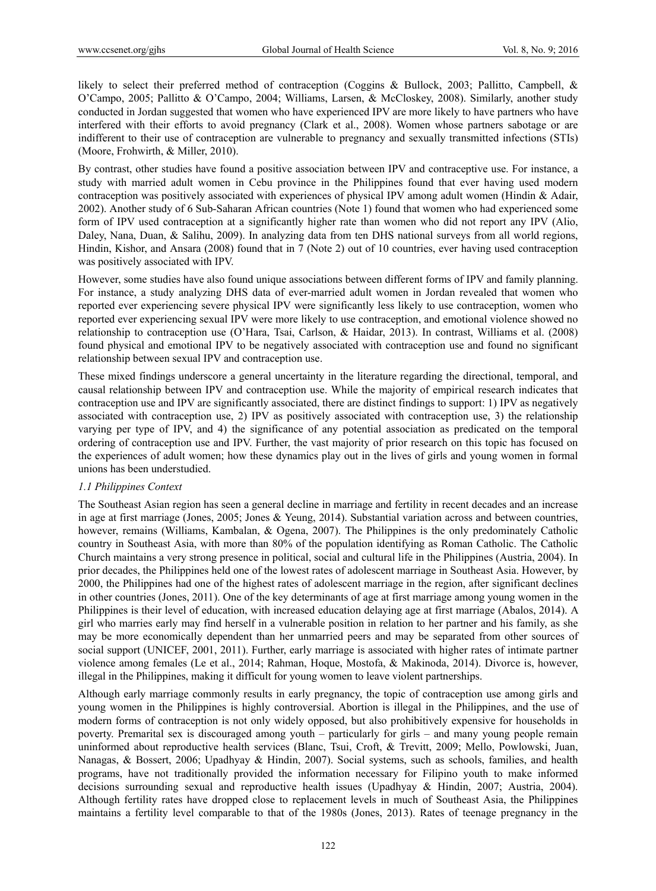likely to select their preferred method of contraception (Coggins & Bullock, 2003; Pallitto, Campbell, & O'Campo, 2005; Pallitto & O'Campo, 2004; Williams, Larsen, & McCloskey, 2008). Similarly, another study conducted in Jordan suggested that women who have experienced IPV are more likely to have partners who have interfered with their efforts to avoid pregnancy (Clark et al., 2008). Women whose partners sabotage or are indifferent to their use of contraception are vulnerable to pregnancy and sexually transmitted infections (STIs) (Moore, Frohwirth, & Miller, 2010).

By contrast, other studies have found a positive association between IPV and contraceptive use. For instance, a study with married adult women in Cebu province in the Philippines found that ever having used modern contraception was positively associated with experiences of physical IPV among adult women (Hindin & Adair, 2002). Another study of 6 Sub-Saharan African countries (Note 1) found that women who had experienced some form of IPV used contraception at a significantly higher rate than women who did not report any IPV (Alio, Daley, Nana, Duan, & Salihu, 2009). In analyzing data from ten DHS national surveys from all world regions, Hindin, Kishor, and Ansara (2008) found that in 7 (Note 2) out of 10 countries, ever having used contraception was positively associated with IPV.

However, some studies have also found unique associations between different forms of IPV and family planning. For instance, a study analyzing DHS data of ever-married adult women in Jordan revealed that women who reported ever experiencing severe physical IPV were significantly less likely to use contraception, women who reported ever experiencing sexual IPV were more likely to use contraception, and emotional violence showed no relationship to contraception use (O'Hara, Tsai, Carlson, & Haidar, 2013). In contrast, Williams et al. (2008) found physical and emotional IPV to be negatively associated with contraception use and found no significant relationship between sexual IPV and contraception use.

These mixed findings underscore a general uncertainty in the literature regarding the directional, temporal, and causal relationship between IPV and contraception use. While the majority of empirical research indicates that contraception use and IPV are significantly associated, there are distinct findings to support: 1) IPV as negatively associated with contraception use, 2) IPV as positively associated with contraception use, 3) the relationship varying per type of IPV, and 4) the significance of any potential association as predicated on the temporal ordering of contraception use and IPV. Further, the vast majority of prior research on this topic has focused on the experiences of adult women; how these dynamics play out in the lives of girls and young women in formal unions has been understudied.

### *1.1 Philippines Context*

The Southeast Asian region has seen a general decline in marriage and fertility in recent decades and an increase in age at first marriage (Jones, 2005; Jones & Yeung, 2014). Substantial variation across and between countries, however, remains (Williams, Kambalan, & Ogena, 2007). The Philippines is the only predominately Catholic country in Southeast Asia, with more than 80% of the population identifying as Roman Catholic. The Catholic Church maintains a very strong presence in political, social and cultural life in the Philippines (Austria, 2004). In prior decades, the Philippines held one of the lowest rates of adolescent marriage in Southeast Asia. However, by 2000, the Philippines had one of the highest rates of adolescent marriage in the region, after significant declines in other countries (Jones, 2011). One of the key determinants of age at first marriage among young women in the Philippines is their level of education, with increased education delaying age at first marriage (Abalos, 2014). A girl who marries early may find herself in a vulnerable position in relation to her partner and his family, as she may be more economically dependent than her unmarried peers and may be separated from other sources of social support (UNICEF, 2001, 2011). Further, early marriage is associated with higher rates of intimate partner violence among females (Le et al., 2014; Rahman, Hoque, Mostofa, & Makinoda, 2014). Divorce is, however, illegal in the Philippines, making it difficult for young women to leave violent partnerships.

Although early marriage commonly results in early pregnancy, the topic of contraception use among girls and young women in the Philippines is highly controversial. Abortion is illegal in the Philippines, and the use of modern forms of contraception is not only widely opposed, but also prohibitively expensive for households in poverty. Premarital sex is discouraged among youth – particularly for girls – and many young people remain uninformed about reproductive health services (Blanc, Tsui, Croft, & Trevitt, 2009; Mello, Powlowski, Juan, Nanagas, & Bossert, 2006; Upadhyay & Hindin, 2007). Social systems, such as schools, families, and health programs, have not traditionally provided the information necessary for Filipino youth to make informed decisions surrounding sexual and reproductive health issues (Upadhyay & Hindin, 2007; Austria, 2004). Although fertility rates have dropped close to replacement levels in much of Southeast Asia, the Philippines maintains a fertility level comparable to that of the 1980s (Jones, 2013). Rates of teenage pregnancy in the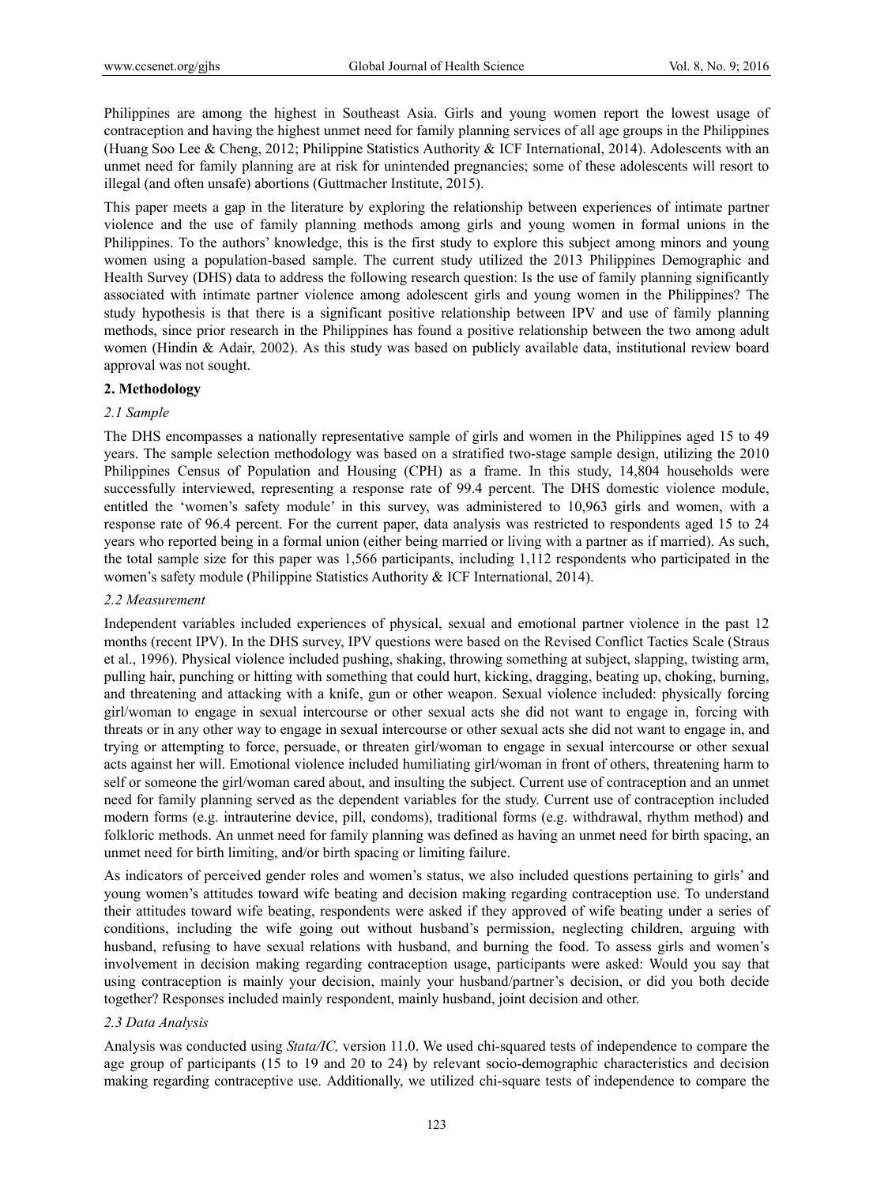Philippines are among the highest in Southeast Asia. Girls and young women report the lowest usage of contraception and having the highest unmet need for family planning services of all age groups in the Philippines (Huang Soo Lee & Cheng, 2012; Philippine Statistics Authority & ICF International, 2014). Adolescents with an unmet need for family planning are at risk for unintended pregnancies; some of these adolescents will resort to illegal (and often unsafe) abortions (Guttmacher Institute, 2015).

This paper meets a gap in the literature by exploring the relationship between experiences of intimate partner violence and the use of family planning methods among girls and young women in formal unions in the Philippines. To the authors' knowledge, this is the first study to explore this subject among minors and young women using a population-based sample. The current study utilized the 2013 Philippines Demographic and Health Survey (DHS) data to address the following research question: Is the use of family planning significantly associated with intimate partner violence among adolescent girls and young women in the Philippines? The study hypothesis is that there is a significant positive relationship between IPV and use of family planning methods, since prior research in the Philippines has found a positive relationship between the two among adult women (Hindin & Adair, 2002). As this study was based on publicly available data, institutional review board approval was not sought.

## 2. Methodology

### *2.1 Sample*

The DHS encompasses a nationally representative sample of girls and women in the Philippines aged 15 to 49 years. The sample selection methodology was based on a stratified two-stage sample design, utilizing the 2010 Philippines Census of Population and Housing (CPH) as a frame. In this study, 14,804 households were successfully interviewed, representing a response rate of 99.4 percent. The DHS domestic violence module, entitled the 'women's safety module' in this survey, was administered to 10,963 girls and women, with a response rate of 96.4 percent. For the current paper, data analysis was restricted to respondents aged 15 to 24 years who reported being in a formal union (either being married or living with a partner as if married). As such, the total sample size for this paper was 1,566 participants, including 1,112 respondents who participated in the women's safety module (Philippine Statistics Authority & ICF International, 2014).

### *2.2 Measurement*

Independent variables included experiences of physical, sexual and emotional partner violence in the past 12 months (recent IPV). In the DHS survey, IPV questions were based on the Revised Conflict Tactics Scale (Straus et al., 1996). Physical violence included pushing, shaking, throwing something at subject, slapping, twisting arm, pulling hair, punching or hitting with something that could hurt, kicking, dragging, beating up, choking, burning, and threatening and attacking with a knife, gun or other weapon. Sexual violence included: physically forcing girl/woman to engage in sexual intercourse or other sexual acts she did not want to engage in, forcing with threats or in any other way to engage in sexual intercourse or other sexual acts she did not want to engage in, and trying or attempting to force, persuade, or threaten girl/woman to engage in sexual intercourse or other sexual acts against her will. Emotional violence included humiliating girl/woman in front of others, threatening harm to self or someone the girl/woman cared about, and insulting the subject. Current use of contraception and an unmet need for family planning served as the dependent variables for the study. Current use of contraception included modern forms (e.g. intrauterine device, pill, condoms), traditional forms (e.g. withdrawal, rhythm method) and folkloric methods. An unmet need for family planning was defined as having an unmet need for birth spacing, an unmet need for birth limiting, and/or birth spacing or limiting failure.

As indicators of perceived gender roles and women's status, we also included questions pertaining to girls' and young women's attitudes toward wife beating and decision making regarding contraception use. To understand their attitudes toward wife beating, respondents were asked if they approved of wife beating under a series of conditions, including the wife going out without husband's permission, neglecting children, arguing with husband, refusing to have sexual relations with husband, and burning the food. To assess girls and women's involvement in decision making regarding contraception usage, participants were asked: Would you say that using contraception is mainly your decision, mainly your husband/partner's decision, or did you both decide together? Responses included mainly respondent, mainly husband, joint decision and other.

### *2.3 Data Analysis*

Analysis was conducted using *Stata/IC,* version 11.0. We used chi-squared tests of independence to compare the age group of participants (15 to 19 and 20 to 24) by relevant socio-demographic characteristics and decision making regarding contraceptive use. Additionally, we utilized chi-square tests of independence to compare the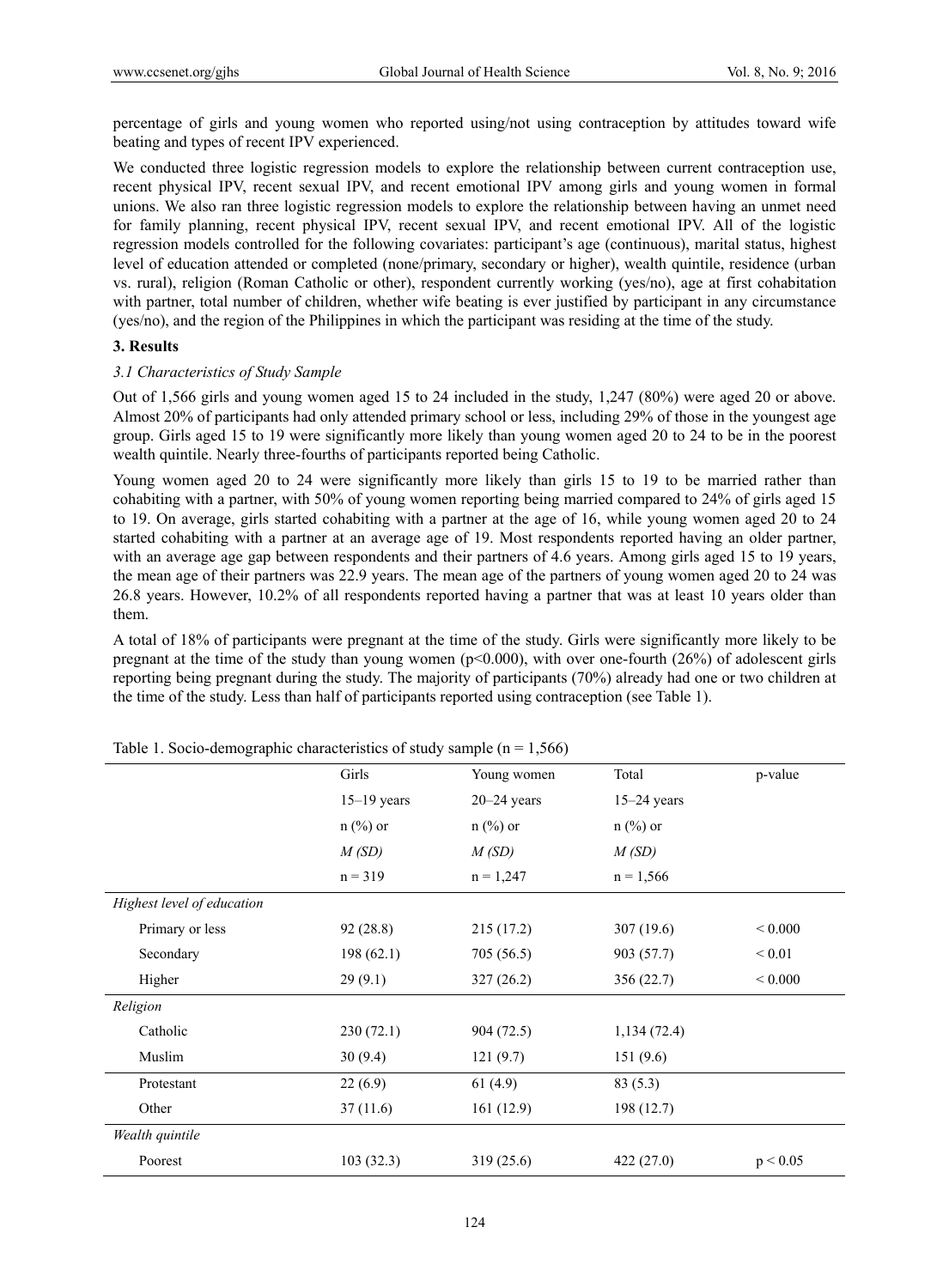percentage of girls and young women who reported using/not using contraception by attitudes toward wife beating and types of recent IPV experienced.

We conducted three logistic regression models to explore the relationship between current contraception use, recent physical IPV, recent sexual IPV, and recent emotional IPV among girls and young women in formal unions. We also ran three logistic regression models to explore the relationship between having an unmet need for family planning, recent physical IPV, recent sexual IPV, and recent emotional IPV. All of the logistic regression models controlled for the following covariates: participant's age (continuous), marital status, highest level of education attended or completed (none/primary, secondary or higher), wealth quintile, residence (urban vs. rural), religion (Roman Catholic or other), respondent currently working (yes/no), age at first cohabitation with partner, total number of children, whether wife beating is ever justified by participant in any circumstance (yes/no), and the region of the Philippines in which the participant was residing at the time of the study.

## 3. Results

### 3.1 Characteristics of Study Sample

Out of 1,566 girls and young women aged 15 to 24 included in the study, 1,247 (80%) were aged 20 or above. Almost 20% of participants had only attended primary school or less, including 29% of those in the youngest age group. Girls aged 15 to 19 were significantly more likely than young women aged 20 to 24 to be in the poorest wealth quintile. Nearly three-fourths of participants reported being Catholic.

Young women aged 20 to 24 were significantly more likely than girls 15 to 19 to be married rather than cohabiting with a partner, with 50% of young women reporting being married compared to 24% of girls aged 15 to 19. On average, girls started cohabiting with a partner at the age of 16, while young women aged 20 to 24 started cohabiting with a partner at an average age of 19. Most respondents reported having an older partner, with an average age gap between respondents and their partners of 4.6 years. Among girls aged 15 to 19 years, the mean age of their partners was 22.9 years. The mean age of the partners of young women aged 20 to 24 was 26.8 years. However, 10.2% of all respondents reported having a partner that was at least 10 years older than them.

A total of 18% of participants were pregnant at the time of the study. Girls were significantly more likely to be pregnant at the time of the study than young women ($p<0.000$), with over one-fourth (26%) of adolescent girls reporting being pregnant during the study. The majority of participants (70%) already had one or two children at the time of the study. Less than half of participants reported using contraception (see Table 1).

Table 1. Socio-demographic characteristics of study sample (n = 1,566)

| | Girls 15–19 years n (%) or *M (SD)* n = 319 | Young women 20–24 years n (%) or *M (SD)* n = 1,247 | Total 15–24 years n (%) or *M (SD)* n = 1,566 | p-value |
|---|---|---|---|---|
| *Highest level of education* | | | | |
| Primary or less | 92 (28.8) | 215 (17.2) | 307 (19.6) | < 0.000 |
| Secondary | 198 (62.1) | 705 (56.5) | 903 (57.7) | < 0.01 |
| Higher | 29 (9.1) | 327 (26.2) | 356 (22.7) | < 0.000 |
| *Religion* | | | | |
| Catholic | 230 (72.1) | 904 (72.5) | 1,134 (72.4) | |
| Muslim | 30 (9.4) | 121 (9.7) | 151 (9.6) | |
| Protestant | 22 (6.9) | 61 (4.9) | 83 (5.3) | |
| Other | 37 (11.6) | 161 (12.9) | 198 (12.7) | |
| *Wealth quintile* | | | | |
| Poorest | 103 (32.3) | 319 (25.6) | 422 (27.0) | p < 0.05 |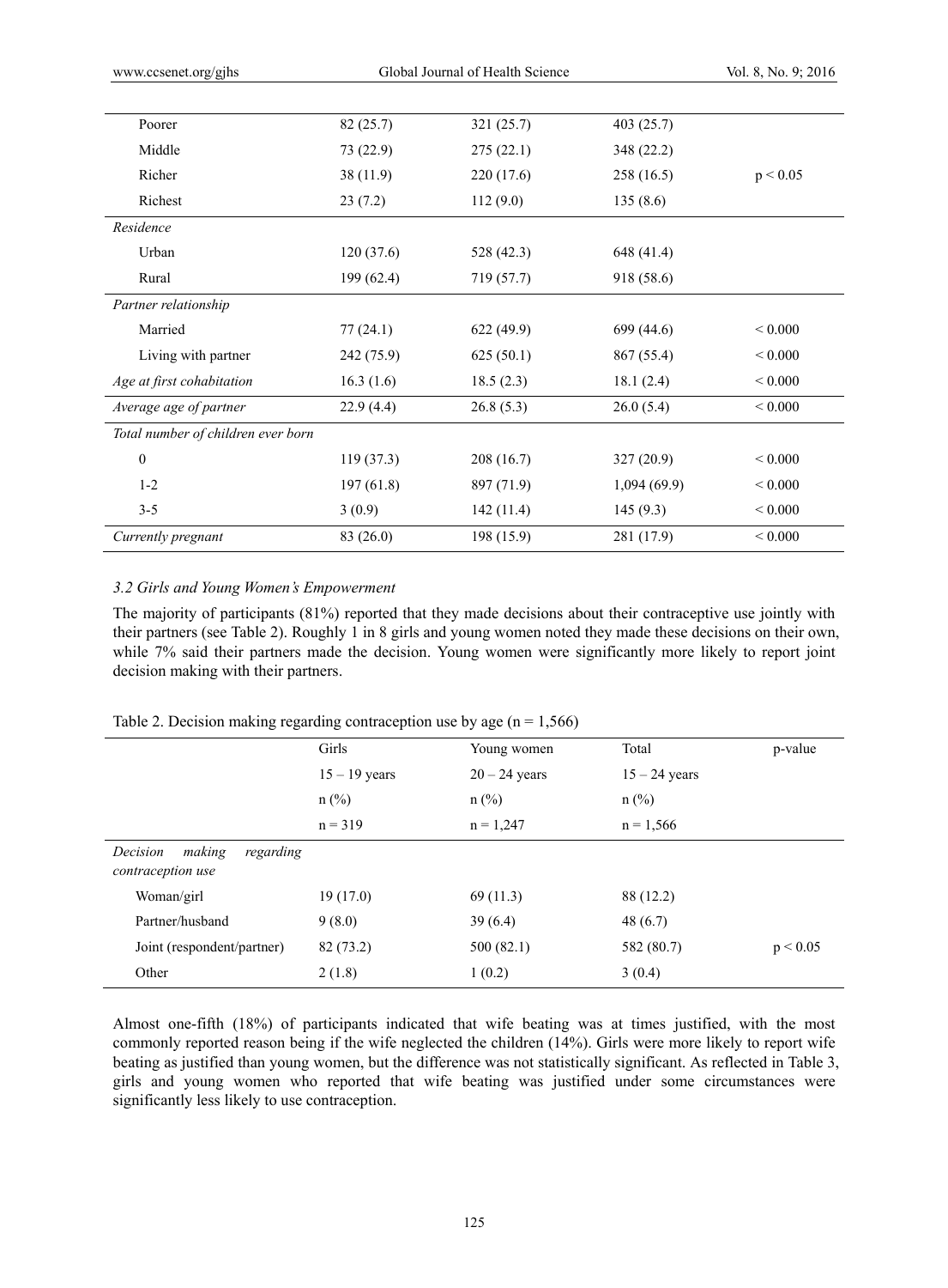| | | | | |
|---|---|---|---|---|
| Poorer | 82 (25.7) | 321 (25.7) | 403 (25.7) | |
| Middle | 73 (22.9) | 275 (22.1) | 348 (22.2) | |
| Richer | 38 (11.9) | 220 (17.6) | 258 (16.5) | $p < 0.05$ |
| Richest | 23 (7.2) | 112 (9.0) | 135 (8.6) | |
| *Residence* | | | | |
| Urban | 120 (37.6) | 528 (42.3) | 648 (41.4) | |
| Rural | 199 (62.4) | 719 (57.7) | 918 (58.6) | |
| *Partner relationship* | | | | |
| Married | 77 (24.1) | 622 (49.9) | 699 (44.6) | < 0.000 |
| Living with partner | 242 (75.9) | 625 (50.1) | 867 (55.4) | < 0.000 |
| *Age at first cohabitation* | 16.3 (1.6) | 18.5 (2.3) | 18.1 (2.4) | < 0.000 |
| *Average age of partner* | 22.9 (4.4) | 26.8 (5.3) | 26.0 (5.4) | < 0.000 |
| *Total number of children ever born* | | | | |
| 0 | 119 (37.3) | 208 (16.7) | 327 (20.9) | < 0.000 |
| 1-2 | 197 (61.8) | 897 (71.9) | 1,094 (69.9) | < 0.000 |
| 3-5 | 3 (0.9) | 142 (11.4) | 145 (9.3) | < 0.000 |
| *Currently pregnant* | 83 (26.0) | 198 (15.9) | 281 (17.9) | < 0.000 |

### *3.2 Girls and Young Women's Empowerment*

The majority of participants (81%) reported that they made decisions about their contraceptive use jointly with their partners (see Table 2). Roughly 1 in 8 girls and young women noted they made these decisions on their own, while 7% said their partners made the decision. Young women were significantly more likely to report joint decision making with their partners.

Table 2. Decision making regarding contraception use by age (n = 1,566)

| | Girls<br>15 – 19 years<br>n (%)<br>n = 319 | Young women<br>20 – 24 years<br>n (%)<br>n = 1,247 | Total<br>15 – 24 years<br>n (%)<br>n = 1,566 | p-value |
|---|---|---|---|---|
| *Decision making regarding contraception use* | | | | |
| Woman/girl | 19 (17.0) | 69 (11.3) | 88 (12.2) | |
| Partner/husband | 9 (8.0) | 39 (6.4) | 48 (6.7) | |
| Joint (respondent/partner) | 82 (73.2) | 500 (82.1) | 582 (80.7) | $p < 0.05$ |
| Other | 2 (1.8) | 1 (0.2) | 3 (0.4) | |

Almost one-fifth (18%) of participants indicated that wife beating was at times justified, with the most commonly reported reason being if the wife neglected the children (14%). Girls were more likely to report wife beating as justified than young women, but the difference was not statistically significant. As reflected in Table 3, girls and young women who reported that wife beating was justified under some circumstances were significantly less likely to use contraception.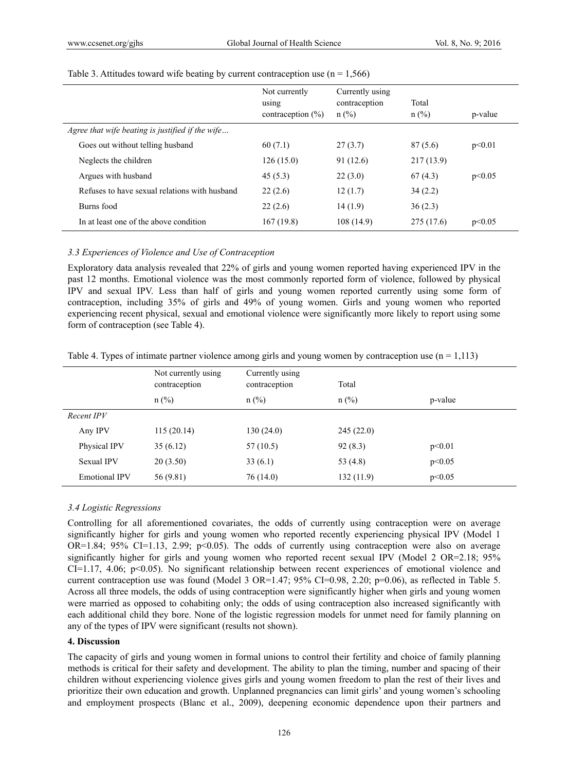Table 3. Attitudes toward wife beating by current contraception use (n = 1,566)

| | Not currently using contraception (%) | Currently using contraception n (%) | Total n (%) | p-value |
|---|---|---|---|---|
| *Agree that wife beating is justified if the wife…* | | | | |
| Goes out without telling husband | 60 (7.1) | 27 (3.7) | 87 (5.6) | p<0.01 |
| Neglects the children | 126 (15.0) | 91 (12.6) | 217 (13.9) | |
| Argues with husband | 45 (5.3) | 22 (3.0) | 67 (4.3) | p<0.05 |
| Refuses to have sexual relations with husband | 22 (2.6) | 12 (1.7) | 34 (2.2) | |
| Burns food | 22 (2.6) | 14 (1.9) | 36 (2.3) | |
| In at least one of the above condition | 167 (19.8) | 108 (14.9) | 275 (17.6) | p<0.05 |

### 3.3 Experiences of Violence and Use of Contraception

Exploratory data analysis revealed that 22% of girls and young women reported having experienced IPV in the past 12 months. Emotional violence was the most commonly reported form of violence, followed by physical IPV and sexual IPV. Less than half of girls and young women reported currently using some form of contraception, including 35% of girls and 49% of young women. Girls and young women who reported experiencing recent physical, sexual and emotional violence were significantly more likely to report using some form of contraception (see Table 4).

Table 4. Types of intimate partner violence among girls and young women by contraception use (n = 1,113)

| | Not currently using contraception | Currently using contraception | Total | |
|---|---|---|---|---|
| | n (%) | n (%) | n (%) | p-value |
| *Recent IPV* | | | | |
| Any IPV | 115 (20.14) | 130 (24.0) | 245 (22.0) | |
| Physical IPV | 35 (6.12) | 57 (10.5) | 92 (8.3) | p<0.01 |
| Sexual IPV | 20 (3.50) | 33 (6.1) | 53 (4.8) | p<0.05 |
| Emotional IPV | 56 (9.81) | 76 (14.0) | 132 (11.9) | p<0.05 |

### 3.4 Logistic Regressions

Controlling for all aforementioned covariates, the odds of currently using contraception were on average significantly higher for girls and young women who reported recently experiencing physical IPV (Model 1 OR=1.84; 95% CI=1.13, 2.99; p<0.05). The odds of currently using contraception were also on average significantly higher for girls and young women who reported recent sexual IPV (Model 2 OR=2.18; 95% CI=1.17, 4.06; p<0.05). No significant relationship between recent experiences of emotional violence and current contraception use was found (Model 3 OR=1.47; 95% CI=0.98, 2.20; p=0.06), as reflected in Table 5. Across all three models, the odds of using contraception were significantly higher when girls and young women were married as opposed to cohabiting only; the odds of using contraception also increased significantly with each additional child they bore. None of the logistic regression models for unmet need for family planning on any of the types of IPV were significant (results not shown).

## 4. Discussion

The capacity of girls and young women in formal unions to control their fertility and choice of family planning methods is critical for their safety and development. The ability to plan the timing, number and spacing of their children without experiencing violence gives girls and young women freedom to plan the rest of their lives and prioritize their own education and growth. Unplanned pregnancies can limit girls' and young women's schooling and employment prospects (Blanc et al., 2009), deepening economic dependence upon their partners and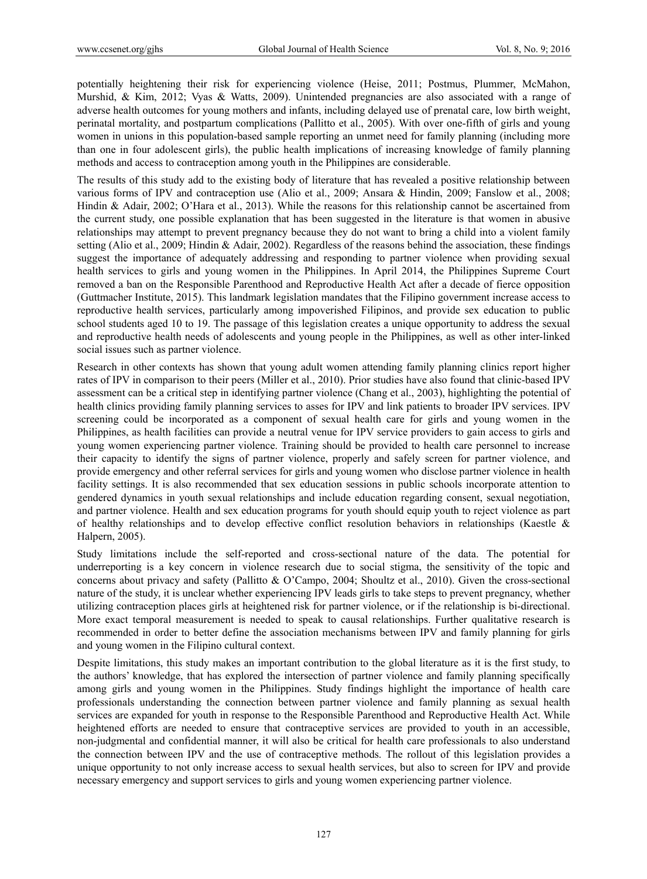potentially heightening their risk for experiencing violence (Heise, 2011; Postmus, Plummer, McMahon, Murshid, & Kim, 2012; Vyas & Watts, 2009). Unintended pregnancies are also associated with a range of adverse health outcomes for young mothers and infants, including delayed use of prenatal care, low birth weight, perinatal mortality, and postpartum complications (Pallitto et al., 2005). With over one-fifth of girls and young women in unions in this population-based sample reporting an unmet need for family planning (including more than one in four adolescent girls), the public health implications of increasing knowledge of family planning methods and access to contraception among youth in the Philippines are considerable.

The results of this study add to the existing body of literature that has revealed a positive relationship between various forms of IPV and contraception use (Alio et al., 2009; Ansara & Hindin, 2009; Fanslow et al., 2008; Hindin & Adair, 2002; O'Hara et al., 2013). While the reasons for this relationship cannot be ascertained from the current study, one possible explanation that has been suggested in the literature is that women in abusive relationships may attempt to prevent pregnancy because they do not want to bring a child into a violent family setting (Alio et al., 2009; Hindin & Adair, 2002). Regardless of the reasons behind the association, these findings suggest the importance of adequately addressing and responding to partner violence when providing sexual health services to girls and young women in the Philippines. In April 2014, the Philippines Supreme Court removed a ban on the Responsible Parenthood and Reproductive Health Act after a decade of fierce opposition (Guttmacher Institute, 2015). This landmark legislation mandates that the Filipino government increase access to reproductive health services, particularly among impoverished Filipinos, and provide sex education to public school students aged 10 to 19. The passage of this legislation creates a unique opportunity to address the sexual and reproductive health needs of adolescents and young people in the Philippines, as well as other inter-linked social issues such as partner violence.

Research in other contexts has shown that young adult women attending family planning clinics report higher rates of IPV in comparison to their peers (Miller et al., 2010). Prior studies have also found that clinic-based IPV assessment can be a critical step in identifying partner violence (Chang et al., 2003), highlighting the potential of health clinics providing family planning services to asses for IPV and link patients to broader IPV services. IPV screening could be incorporated as a component of sexual health care for girls and young women in the Philippines, as health facilities can provide a neutral venue for IPV service providers to gain access to girls and young women experiencing partner violence. Training should be provided to health care personnel to increase their capacity to identify the signs of partner violence, properly and safely screen for partner violence, and provide emergency and other referral services for girls and young women who disclose partner violence in health facility settings. It is also recommended that sex education sessions in public schools incorporate attention to gendered dynamics in youth sexual relationships and include education regarding consent, sexual negotiation, and partner violence. Health and sex education programs for youth should equip youth to reject violence as part of healthy relationships and to develop effective conflict resolution behaviors in relationships (Kaestle & Halpern, 2005).

Study limitations include the self-reported and cross-sectional nature of the data. The potential for underreporting is a key concern in violence research due to social stigma, the sensitivity of the topic and concerns about privacy and safety (Pallitto & O'Campo, 2004; Shoultz et al., 2010). Given the cross-sectional nature of the study, it is unclear whether experiencing IPV leads girls to take steps to prevent pregnancy, whether utilizing contraception places girls at heightened risk for partner violence, or if the relationship is bi-directional. More exact temporal measurement is needed to speak to causal relationships. Further qualitative research is recommended in order to better define the association mechanisms between IPV and family planning for girls and young women in the Filipino cultural context.

Despite limitations, this study makes an important contribution to the global literature as it is the first study, to the authors' knowledge, that has explored the intersection of partner violence and family planning specifically among girls and young women in the Philippines. Study findings highlight the importance of health care professionals understanding the connection between partner violence and family planning as sexual health services are expanded for youth in response to the Responsible Parenthood and Reproductive Health Act. While heightened efforts are needed to ensure that contraceptive services are provided to youth in an accessible, non-judgmental and confidential manner, it will also be critical for health care professionals to also understand the connection between IPV and the use of contraceptive methods. The rollout of this legislation provides a unique opportunity to not only increase access to sexual health services, but also to screen for IPV and provide necessary emergency and support services to girls and young women experiencing partner violence.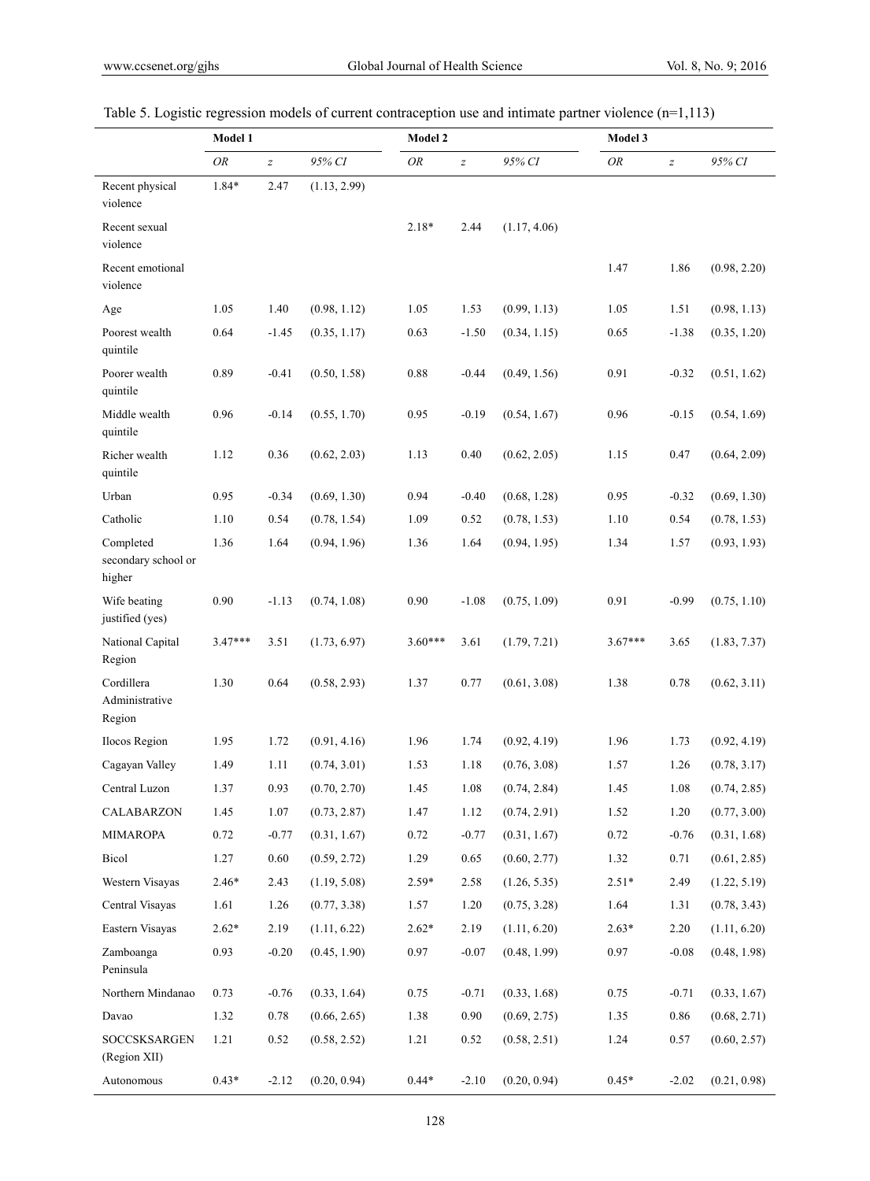Table 5. Logistic regression models of current contraception use and intimate partner violence (n=1,113)

| | Model 1 | | | Model 2 | | | Model 3 | | |
|---|---|---|---|---|---|---|---|---|---|
| | *OR* | *z* | *95% CI* | *OR* | *z* | *95% CI* | *OR* | *z* | *95% CI* |
| Recent physical violence | 1.84* | 2.47 | (1.13, 2.99) | | | | | | |
| Recent sexual violence | | | | 2.18* | 2.44 | (1.17, 4.06) | | | |
| Recent emotional violence | | | | | | | 1.47 | 1.86 | (0.98, 2.20) |
| Age | 1.05 | 1.40 | (0.98, 1.12) | 1.05 | 1.53 | (0.99, 1.13) | 1.05 | 1.51 | (0.98, 1.13) |
| Poorest wealth quintile | 0.64 | -1.45 | (0.35, 1.17) | 0.63 | -1.50 | (0.34, 1.15) | 0.65 | -1.38 | (0.35, 1.20) |
| Poorer wealth quintile | 0.89 | -0.41 | (0.50, 1.58) | 0.88 | -0.44 | (0.49, 1.56) | 0.91 | -0.32 | (0.51, 1.62) |
| Middle wealth quintile | 0.96 | -0.14 | (0.55, 1.70) | 0.95 | -0.19 | (0.54, 1.67) | 0.96 | -0.15 | (0.54, 1.69) |
| Richer wealth quintile | 1.12 | 0.36 | (0.62, 2.03) | 1.13 | 0.40 | (0.62, 2.05) | 1.15 | 0.47 | (0.64, 2.09) |
| Urban | 0.95 | -0.34 | (0.69, 1.30) | 0.94 | -0.40 | (0.68, 1.28) | 0.95 | -0.32 | (0.69, 1.30) |
| Catholic | 1.10 | 0.54 | (0.78, 1.54) | 1.09 | 0.52 | (0.78, 1.53) | 1.10 | 0.54 | (0.78, 1.53) |
| Completed secondary school or higher | 1.36 | 1.64 | (0.94, 1.96) | 1.36 | 1.64 | (0.94, 1.95) | 1.34 | 1.57 | (0.93, 1.93) |
| Wife beating justified (yes) | 0.90 | -1.13 | (0.74, 1.08) | 0.90 | -1.08 | (0.75, 1.09) | 0.91 | -0.99 | (0.75, 1.10) |
| National Capital Region | 3.47*** | 3.51 | (1.73, 6.97) | 3.60*** | 3.61 | (1.79, 7.21) | 3.67*** | 3.65 | (1.83, 7.37) |
| Cordillera Administrative Region | 1.30 | 0.64 | (0.58, 2.93) | 1.37 | 0.77 | (0.61, 3.08) | 1.38 | 0.78 | (0.62, 3.11) |
| Ilocos Region | 1.95 | 1.72 | (0.91, 4.16) | 1.96 | 1.74 | (0.92, 4.19) | 1.96 | 1.73 | (0.92, 4.19) |
| Cagayan Valley | 1.49 | 1.11 | (0.74, 3.01) | 1.53 | 1.18 | (0.76, 3.08) | 1.57 | 1.26 | (0.78, 3.17) |
| Central Luzon | 1.37 | 0.93 | (0.70, 2.70) | 1.45 | 1.08 | (0.74, 2.84) | 1.45 | 1.08 | (0.74, 2.85) |
| CALABARZON | 1.45 | 1.07 | (0.73, 2.87) | 1.47 | 1.12 | (0.74, 2.91) | 1.52 | 1.20 | (0.77, 3.00) |
| MIMAROPA | 0.72 | -0.77 | (0.31, 1.67) | 0.72 | -0.77 | (0.31, 1.67) | 0.72 | -0.76 | (0.31, 1.68) |
| Bicol | 1.27 | 0.60 | (0.59, 2.72) | 1.29 | 0.65 | (0.60, 2.77) | 1.32 | 0.71 | (0.61, 2.85) |
| Western Visayas | 2.46* | 2.43 | (1.19, 5.08) | 2.59* | 2.58 | (1.26, 5.35) | 2.51* | 2.49 | (1.22, 5.19) |
| Central Visayas | 1.61 | 1.26 | (0.77, 3.38) | 1.57 | 1.20 | (0.75, 3.28) | 1.64 | 1.31 | (0.78, 3.43) |
| Eastern Visayas | 2.62* | 2.19 | (1.11, 6.22) | 2.62* | 2.19 | (1.11, 6.20) | 2.63* | 2.20 | (1.11, 6.20) |
| Zamboanga Peninsula | 0.93 | -0.20 | (0.45, 1.90) | 0.97 | -0.07 | (0.48, 1.99) | 0.97 | -0.08 | (0.48, 1.98) |
| Northern Mindanao | 0.73 | -0.76 | (0.33, 1.64) | 0.75 | -0.71 | (0.33, 1.68) | 0.75 | -0.71 | (0.33, 1.67) |
| Davao | 1.32 | 0.78 | (0.66, 2.65) | 1.38 | 0.90 | (0.69, 2.75) | 1.35 | 0.86 | (0.68, 2.71) |
| SOCCSKSARGEN (Region XII) | 1.21 | 0.52 | (0.58, 2.52) | 1.21 | 0.52 | (0.58, 2.51) | 1.24 | 0.57 | (0.60, 2.57) |
| Autonomous | 0.43* | -2.12 | (0.20, 0.94) | 0.44* | -2.10 | (0.20, 0.94) | 0.45* | -2.02 | (0.21, 0.98) |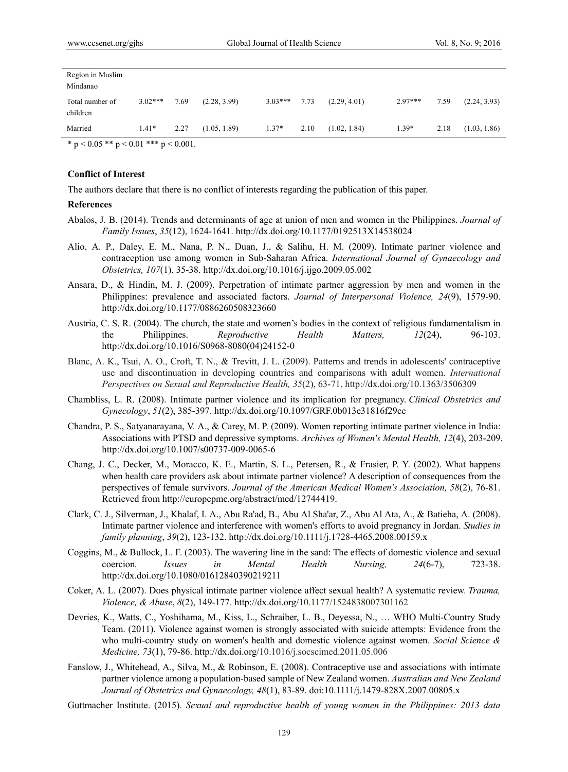| | | | | | | | | | |
|---|---|---|---|---|---|---|---|---|---|
| Region in Muslim Mindanao | | | | | | | | | |
| Total number of children | 3.02*** | 7.69 | (2.28, 3.99) | 3.03*** | 7.73 | (2.29, 4.01) | 2.97*** | 7.59 | (2.24, 3.93) |
| Married | 1.41* | 2.27 | (1.05, 1.89) | 1.37* | 2.10 | (1.02, 1.84) | 1.39* | 2.18 | (1.03, 1.86) |

\* $p < 0.05$ ** $p < 0.01$ *** $p < 0.001$.

**Conflict of Interest**

The authors declare that there is no conflict of interests regarding the publication of this paper.

**References**

Abalos, J. B. (2014). Trends and determinants of age at union of men and women in the Philippines. *Journal of Family Issues*, *35*(12), 1624-1641. http://dx.doi.org/10.1177/0192513X14538024

Alio, A. P., Daley, E. M., Nana, P. N., Duan, J., & Salihu, H. M. (2009). Intimate partner violence and contraception use among women in Sub-Saharan Africa. *International Journal of Gynaecology and Obstetrics, 107*(1), 35-38. http://dx.doi.org/10.1016/j.ijgo.2009.05.002

Ansara, D., & Hindin, M. J. (2009). Perpetration of intimate partner aggression by men and women in the Philippines: prevalence and associated factors. *Journal of Interpersonal Violence, 24*(9), 1579-90. http://dx.doi.org/10.1177/0886260508323660

Austria, C. S. R. (2004). The church, the state and women's bodies in the context of religious fundamentalism in the Philippines. *Reproductive Health Matters, 12*(24), 96-103. http://dx.doi.org/10.1016/S0968-8080(04)24152-0

Blanc, A. K., Tsui, A. O., Croft, T. N., & Trevitt, J. L. (2009). Patterns and trends in adolescents' contraceptive use and discontinuation in developing countries and comparisons with adult women. *International Perspectives on Sexual and Reproductive Health, 35*(2), 63-71. http://dx.doi.org/10.1363/3506309

Chambliss, L. R. (2008). Intimate partner violence and its implication for pregnancy. *Clinical Obstetrics and Gynecology*, *51*(2), 385-397. http://dx.doi.org/10.1097/GRF.0b013e31816f29ce

Chandra, P. S., Satyanarayana, V. A., & Carey, M. P. (2009). Women reporting intimate partner violence in India: Associations with PTSD and depressive symptoms. *Archives of Women's Mental Health, 12*(4), 203-209. http://dx.doi.org/10.1007/s00737-009-0065-6

Chang, J. C., Decker, M., Moracco, K. E., Martin, S. L., Petersen, R., & Frasier, P. Y. (2002). What happens when health care providers ask about intimate partner violence? A description of consequences from the perspectives of female survivors. *Journal of the American Medical Women's Association, 58*(2), 76-81. Retrieved from http://europepmc.org/abstract/med/12744419.

Clark, C. J., Silverman, J., Khalaf, I. A., Abu Ra'ad, B., Abu Al Sha'ar, Z., Abu Al Ata, A., & Batieha, A. (2008). Intimate partner violence and interference with women's efforts to avoid pregnancy in Jordan. *Studies in family planning*, *39*(2), 123-132. http://dx.doi.org/10.1111/j.1728-4465.2008.00159.x

Coggins, M., & Bullock, L. F. (2003). The wavering line in the sand: The effects of domestic violence and sexual coercion*. Issues in Mental Health Nursing, 24*(6-7), 723-38. http://dx.doi.org/10.1080/01612840390219211

Coker, A. L. (2007). Does physical intimate partner violence affect sexual health? A systematic review. *Trauma, Violence, & Abuse*, *8*(2), 149-177. http://dx.doi.org/10.1177/1524838007301162

Devries, K., Watts, C., Yoshihama, M., Kiss, L., Schraiber, L. B., Deyessa, N., … WHO Multi-Country Study Team. (2011). Violence against women is strongly associated with suicide attempts: Evidence from the who multi-country study on women's health and domestic violence against women. *Social Science & Medicine, 73*(1), 79-86. http://dx.doi.org/10.1016/j.socscimed.2011.05.006

Fanslow, J., Whitehead, A., Silva, M., & Robinson, E. (2008). Contraceptive use and associations with intimate partner violence among a population-based sample of New Zealand women. *Australian and New Zealand Journal of Obstetrics and Gynaecology, 48*(1), 83-89. doi:10.1111/j.1479-828X.2007.00805.x

Guttmacher Institute. (2015). *Sexual and reproductive health of young women in the Philippines: 2013 data*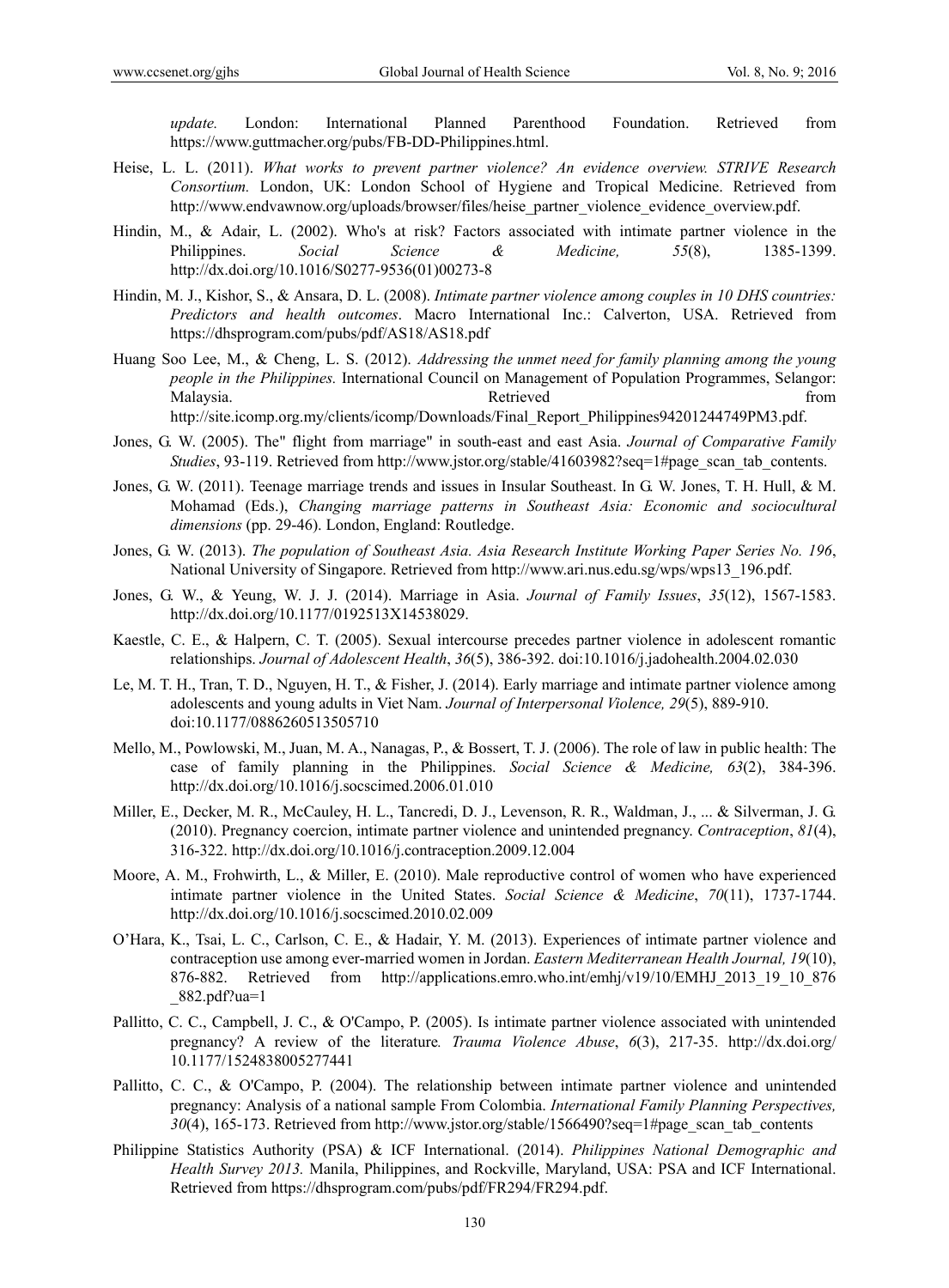*update.* London: International Planned Parenthood Foundation. Retrieved from https://www.guttmacher.org/pubs/FB-DD-Philippines.html.

Heise, L. L. (2011). *What works to prevent partner violence? An evidence overview. STRIVE Research Consortium.* London, UK: London School of Hygiene and Tropical Medicine. Retrieved from http://www.endvawnow.org/uploads/browser/files/heise_partner_violence_evidence_overview.pdf.

Hindin, M., & Adair, L. (2002). Who's at risk? Factors associated with intimate partner violence in the Philippines. *Social Science & Medicine, 55*(8), 1385-1399. http://dx.doi.org/10.1016/S0277-9536(01)00273-8

Hindin, M. J., Kishor, S., & Ansara, D. L. (2008). *Intimate partner violence among couples in 10 DHS countries: Predictors and health outcomes*. Macro International Inc.: Calverton, USA. Retrieved from https://dhsprogram.com/pubs/pdf/AS18/AS18.pdf

Huang Soo Lee, M., & Cheng, L. S. (2012). *Addressing the unmet need for family planning among the young people in the Philippines.* International Council on Management of Population Programmes, Selangor: Malaysia. Retrieved from http://site.icomp.org.my/clients/icomp/Downloads/Final_Report_Philippines94201244749PM3.pdf.

Jones, G. W. (2005). The" flight from marriage" in south-east and east Asia. *Journal of Comparative Family Studies*, 93-119. Retrieved from http://www.jstor.org/stable/41603982?seq=1#page_scan_tab_contents.

Jones, G. W. (2011). Teenage marriage trends and issues in Insular Southeast. In G. W. Jones, T. H. Hull, & M. Mohamad (Eds.), *Changing marriage patterns in Southeast Asia: Economic and sociocultural dimensions* (pp. 29-46). London, England: Routledge.

Jones, G. W. (2013). *The population of Southeast Asia. Asia Research Institute Working Paper Series No. 196*, National University of Singapore. Retrieved from http://www.ari.nus.edu.sg/wps/wps13_196.pdf.

Jones, G. W., & Yeung, W. J. J. (2014). Marriage in Asia. *Journal of Family Issues*, *35*(12), 1567-1583. http://dx.doi.org/10.1177/0192513X14538029.

Kaestle, C. E., & Halpern, C. T. (2005). Sexual intercourse precedes partner violence in adolescent romantic relationships. *Journal of Adolescent Health*, *36*(5), 386-392. doi:10.1016/j.jadohealth.2004.02.030

Le, M. T. H., Tran, T. D., Nguyen, H. T., & Fisher, J. (2014). Early marriage and intimate partner violence among adolescents and young adults in Viet Nam. *Journal of Interpersonal Violence, 29*(5), 889-910. doi:10.1177/0886260513505710

Mello, M., Powlowski, M., Juan, M. A., Nanagas, P., & Bossert, T. J. (2006). The role of law in public health: The case of family planning in the Philippines. *Social Science & Medicine, 63*(2), 384-396. http://dx.doi.org/10.1016/j.socscimed.2006.01.010

Miller, E., Decker, M. R., McCauley, H. L., Tancredi, D. J., Levenson, R. R., Waldman, J., ... & Silverman, J. G. (2010). Pregnancy coercion, intimate partner violence and unintended pregnancy. *Contraception*, *81*(4), 316-322. http://dx.doi.org/10.1016/j.contraception.2009.12.004

Moore, A. M., Frohwirth, L., & Miller, E. (2010). Male reproductive control of women who have experienced intimate partner violence in the United States. *Social Science & Medicine*, *70*(11), 1737-1744. http://dx.doi.org/10.1016/j.socscimed.2010.02.009

O'Hara, K., Tsai, L. C., Carlson, C. E., & Hadair, Y. M. (2013). Experiences of intimate partner violence and contraception use among ever-married women in Jordan. *Eastern Mediterranean Health Journal, 19*(10), 876-882. Retrieved from http://applications.emro.who.int/emhj/v19/10/EMHJ_2013_19_10_876_882.pdf?ua=1

Pallitto, C. C., Campbell, J. C., & O'Campo, P. (2005). Is intimate partner violence associated with unintended pregnancy? A review of the literature*. Trauma Violence Abuse*, *6*(3), 217-35. http://dx.doi.org/10.1177/1524838005277441

Pallitto, C. C., & O'Campo, P. (2004). The relationship between intimate partner violence and unintended pregnancy: Analysis of a national sample From Colombia. *International Family Planning Perspectives, 30*(4), 165-173. Retrieved from http://www.jstor.org/stable/1566490?seq=1#page_scan_tab_contents

Philippine Statistics Authority (PSA) & ICF International. (2014). *Philippines National Demographic and Health Survey 2013.* Manila, Philippines, and Rockville, Maryland, USA: PSA and ICF International. Retrieved from https://dhsprogram.com/pubs/pdf/FR294/FR294.pdf.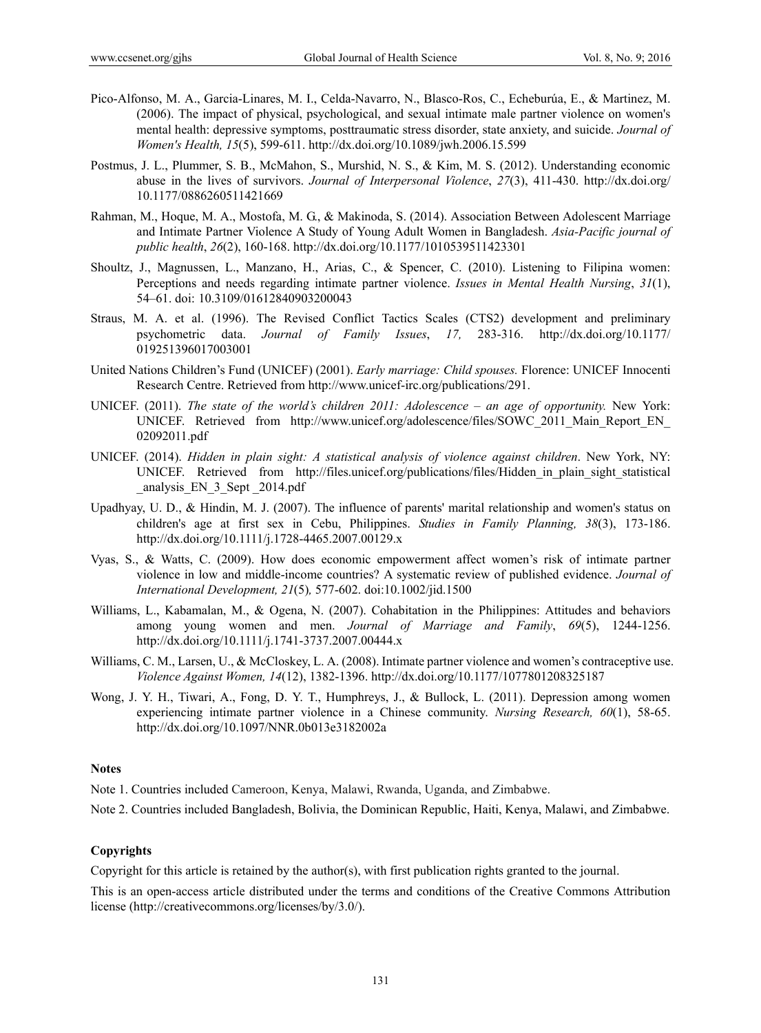Pico-Alfonso, M. A., Garcia-Linares, M. I., Celda-Navarro, N., Blasco-Ros, C., Echeburúa, E., & Martinez, M. (2006). The impact of physical, psychological, and sexual intimate male partner violence on women's mental health: depressive symptoms, posttraumatic stress disorder, state anxiety, and suicide. *Journal of Women's Health, 15*(5), 599-611. http://dx.doi.org/10.1089/jwh.2006.15.599

Postmus, J. L., Plummer, S. B., McMahon, S., Murshid, N. S., & Kim, M. S. (2012). Understanding economic abuse in the lives of survivors. *Journal of Interpersonal Violence*, *27*(3), 411-430. http://dx.doi.org/10.1177/0886260511421669

Rahman, M., Hoque, M. A., Mostofa, M. G., & Makinoda, S. (2014). Association Between Adolescent Marriage and Intimate Partner Violence A Study of Young Adult Women in Bangladesh. *Asia-Pacific journal of public health*, *26*(2), 160-168. http://dx.doi.org/10.1177/1010539511423301

Shoultz, J., Magnussen, L., Manzano, H., Arias, C., & Spencer, C. (2010). Listening to Filipina women: Perceptions and needs regarding intimate partner violence. *Issues in Mental Health Nursing*, *31*(1), 54–61. doi: 10.3109/01612840903200043

Straus, M. A. et al. (1996). The Revised Conflict Tactics Scales (CTS2) development and preliminary psychometric data. *Journal of Family Issues*, *17,* 283-316. http://dx.doi.org/10.1177/019251396017003001

United Nations Children's Fund (UNICEF) (2001). *Early marriage: Child spouses.* Florence: UNICEF Innocenti Research Centre. Retrieved from http://www.unicef-irc.org/publications/291.

UNICEF. (2011). *The state of the world's children 2011: Adolescence – an age of opportunity.* New York: UNICEF. Retrieved from http://www.unicef.org/adolescence/files/SOWC_2011_Main_Report_EN_02092011.pdf

UNICEF. (2014). *Hidden in plain sight: A statistical analysis of violence against children*. New York, NY: UNICEF. Retrieved from http://files.unicef.org/publications/files/Hidden_in_plain_sight_statistical_analysis_EN_3_Sept _2014.pdf

Upadhyay, U. D., & Hindin, M. J. (2007). The influence of parents' marital relationship and women's status on children's age at first sex in Cebu, Philippines. *Studies in Family Planning, 38*(3), 173-186. http://dx.doi.org/10.1111/j.1728-4465.2007.00129.x

Vyas, S., & Watts, C. (2009). How does economic empowerment affect women's risk of intimate partner violence in low and middle-income countries? A systematic review of published evidence. *Journal of International Development, 21*(5)*,* 577-602. doi:10.1002/jid.1500

Williams, L., Kabamalan, M., & Ogena, N. (2007). Cohabitation in the Philippines: Attitudes and behaviors among young women and men. *Journal of Marriage and Family*, *69*(5), 1244-1256. http://dx.doi.org/10.1111/j.1741-3737.2007.00444.x

Williams, C. M., Larsen, U., & McCloskey, L. A. (2008). Intimate partner violence and women's contraceptive use. *Violence Against Women, 14*(12), 1382-1396. http://dx.doi.org/10.1177/1077801208325187

Wong, J. Y. H., Tiwari, A., Fong, D. Y. T., Humphreys, J., & Bullock, L. (2011). Depression among women experiencing intimate partner violence in a Chinese community. *Nursing Research, 60*(1), 58-65. http://dx.doi.org/10.1097/NNR.0b013e3182002a

**Notes**

Note 1. Countries included Cameroon, Kenya, Malawi, Rwanda, Uganda, and Zimbabwe.

Note 2. Countries included Bangladesh, Bolivia, the Dominican Republic, Haiti, Kenya, Malawi, and Zimbabwe.

**Copyrights**

Copyright for this article is retained by the author(s), with first publication rights granted to the journal.

This is an open-access article distributed under the terms and conditions of the Creative Commons Attribution license (http://creativecommons.org/licenses/by/3.0/).